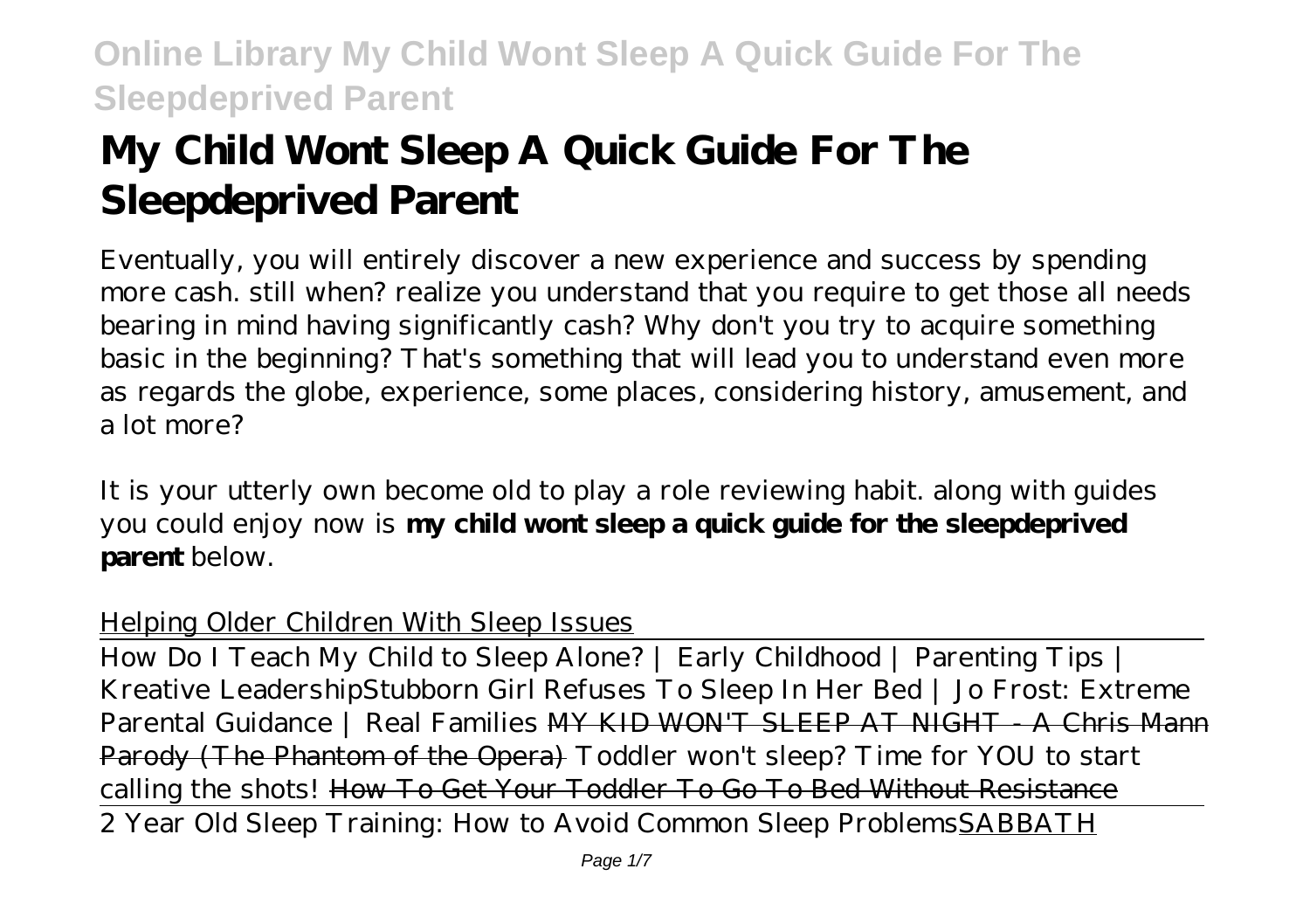# My Child Wont Sleep A Quick Guide For The Sleepdeprived Parent

Eventually, you will entirely discover a new experience and success by spending more cash. still when? realize you understand that you require to get those all needs bearing in mind having significantly cash? Why don't you try to acquire something basic in the beginning? That's something that will lead you to understand even more as regards the globe, experience, some places, considering history, amusement, and a lot more?

It is your utterly own become old to play a role reviewing habit. along with guides you could enjoy now is **my child wont sleep a quick guide for the sleepdeprived parent** below.

Helping Older Children With Sleep Issues

How Do I Teach My Child to Sleep Alone? | Early Childhood | Parenting Tips | Kreative Leadership *Stubborn Girl Refuses To Sleep In Her Bed | Jo Frost: Extreme Parental Guidance | Real Families* ~~MY KID WON'T SLEEP AT NIGHT - A Chris Mann Parody (The Phantom of the Opera)~~ *Toddler won't sleep? Time for YOU to start calling the shots!* ~~How To Get Your Toddler To Go To Bed Without Resistance~~

2 Year Old Sleep Training: How to Avoid Common Sleep Problems SABBATH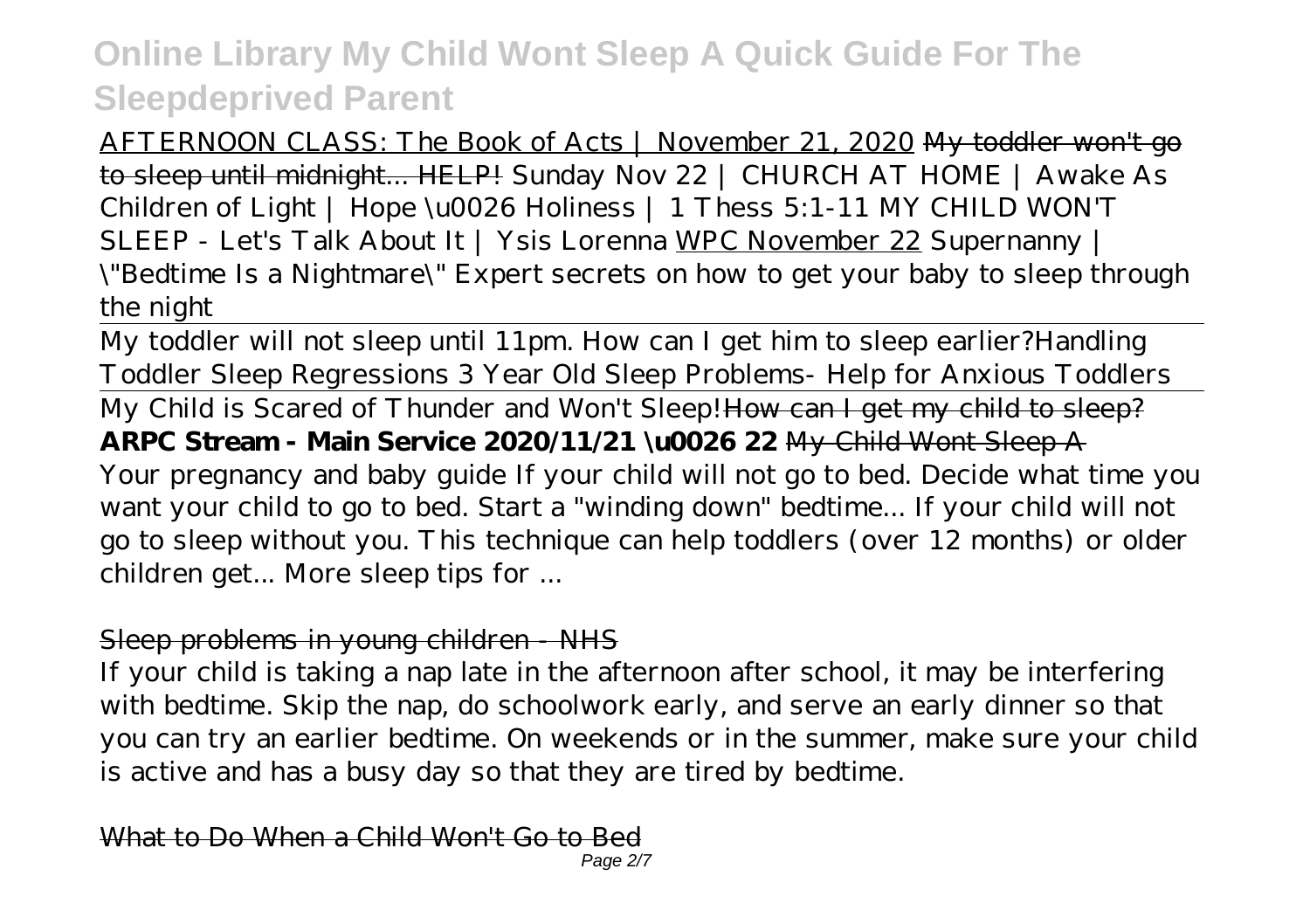AFTERNOON CLASS: The Book of Acts | November 21, 2020 ~~My toddler won't go to sleep until midnight... HELP!~~ *Sunday Nov 22 | CHURCH AT HOME | Awake As Children of Light | Hope \u0026 Holiness | 1 Thess 5:1-11* *MY CHILD WON'T SLEEP - Let's Talk About It | Ysis Lorenna* WPC November 22 *Supernanny | \"Bedtime Is a Nightmare\"* *Expert secrets on how to get your baby to sleep through the night*

My toddler will not sleep until 11pm. How can I get him to sleep earlier?*Handling Toddler Sleep Regressions* *3 Year Old Sleep Problems- Help for Anxious Toddlers*

My Child is Scared of Thunder and Won't Sleep!~~How can I get my child to sleep?~~ **ARPC Stream - Main Service 2020/11/21 \u0026 22** ~~My Child Wont Sleep A~~

Your pregnancy and baby guide If your child will not go to bed. Decide what time you want your child to go to bed. Start a "winding down" bedtime... If your child will not go to sleep without you. This technique can help toddlers (over 12 months) or older children get... More sleep tips for ...

## Sleep problems in young children - NHS

If your child is taking a nap late in the afternoon after school, it may be interfering with bedtime. Skip the nap, do schoolwork early, and serve an early dinner so that you can try an earlier bedtime. On weekends or in the summer, make sure your child is active and has a busy day so that they are tired by bedtime.

## What to Do When a Child Won't Go to Bed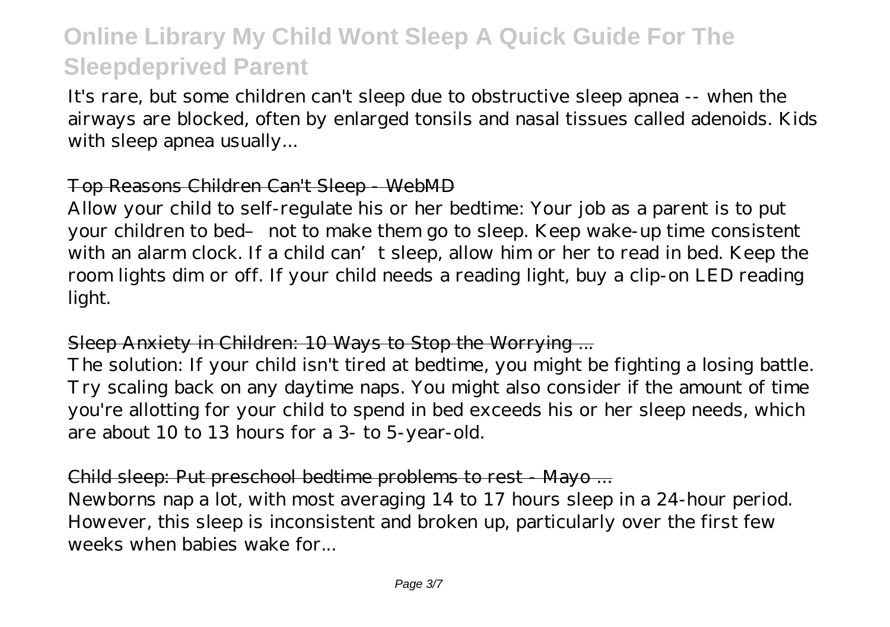It's rare, but some children can't sleep due to obstructive sleep apnea -- when the airways are blocked, often by enlarged tonsils and nasal tissues called adenoids. Kids with sleep apnea usually...

## ~~Top Reasons Children Can't Sleep - WebMD~~

Allow your child to self-regulate his or her bedtime: Your job as a parent is to put your children to bed– not to make them go to sleep. Keep wake-up time consistent with an alarm clock. If a child can't sleep, allow him or her to read in bed. Keep the room lights dim or off. If your child needs a reading light, buy a clip-on LED reading light.

## ~~Sleep Anxiety in Children: 10 Ways to Stop the Worrying ...~~

The solution: If your child isn't tired at bedtime, you might be fighting a losing battle. Try scaling back on any daytime naps. You might also consider if the amount of time you're allotting for your child to spend in bed exceeds his or her sleep needs, which are about 10 to 13 hours for a 3- to 5-year-old.

## ~~Child sleep: Put preschool bedtime problems to rest - Mayo ...~~

Newborns nap a lot, with most averaging 14 to 17 hours sleep in a 24-hour period. However, this sleep is inconsistent and broken up, particularly over the first few weeks when babies wake for...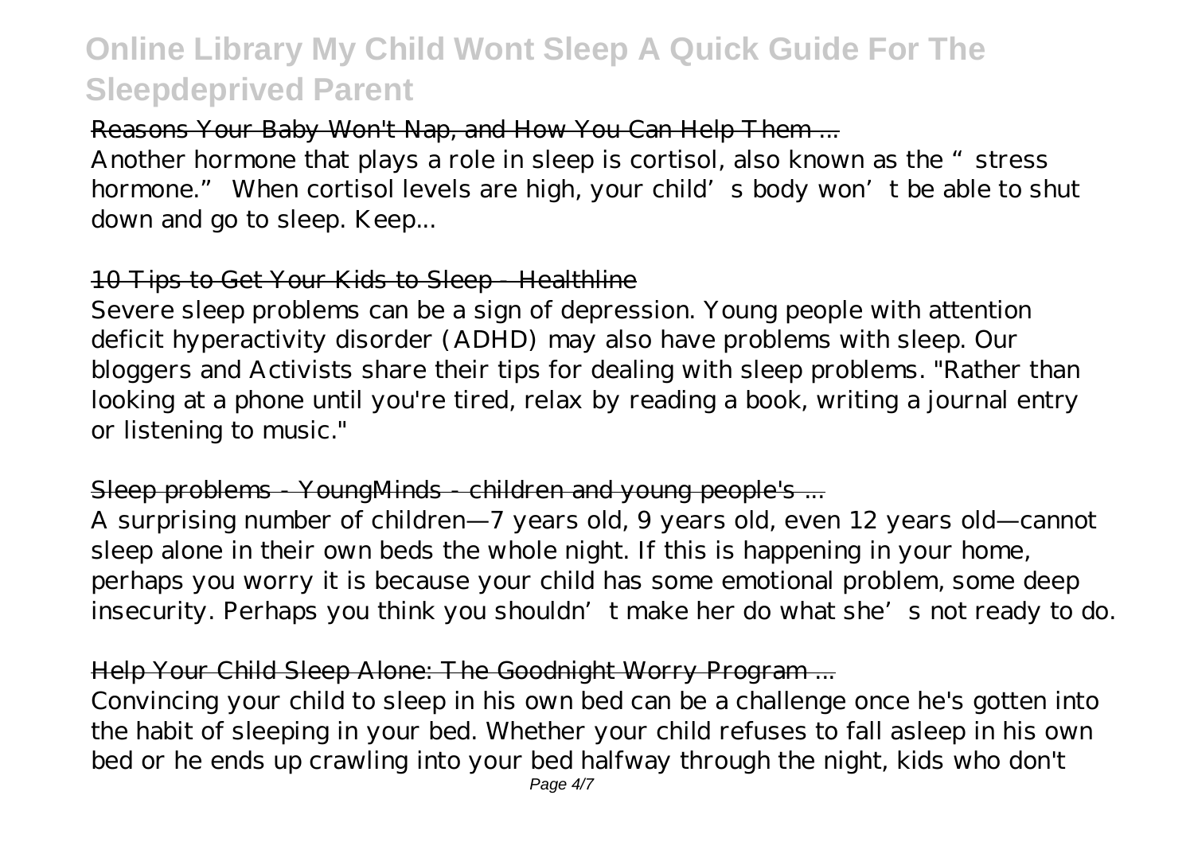## Reasons Your Baby Won't Nap, and How You Can Help Them ...

Another hormone that plays a role in sleep is cortisol, also known as the " stress hormone." When cortisol levels are high, your child's body won't be able to shut down and go to sleep. Keep...

## 10 Tips to Get Your Kids to Sleep - Healthline

Severe sleep problems can be a sign of depression. Young people with attention deficit hyperactivity disorder (ADHD) may also have problems with sleep. Our bloggers and Activists share their tips for dealing with sleep problems. "Rather than looking at a phone until you're tired, relax by reading a book, writing a journal entry or listening to music."

## Sleep problems - YoungMinds - children and young people's ...

A surprising number of children—7 years old, 9 years old, even 12 years old—cannot sleep alone in their own beds the whole night. If this is happening in your home, perhaps you worry it is because your child has some emotional problem, some deep insecurity. Perhaps you think you shouldn't make her do what she's not ready to do.

## Help Your Child Sleep Alone: The Goodnight Worry Program ...

Convincing your child to sleep in his own bed can be a challenge once he's gotten into the habit of sleeping in your bed. Whether your child refuses to fall asleep in his own bed or he ends up crawling into your bed halfway through the night, kids who don't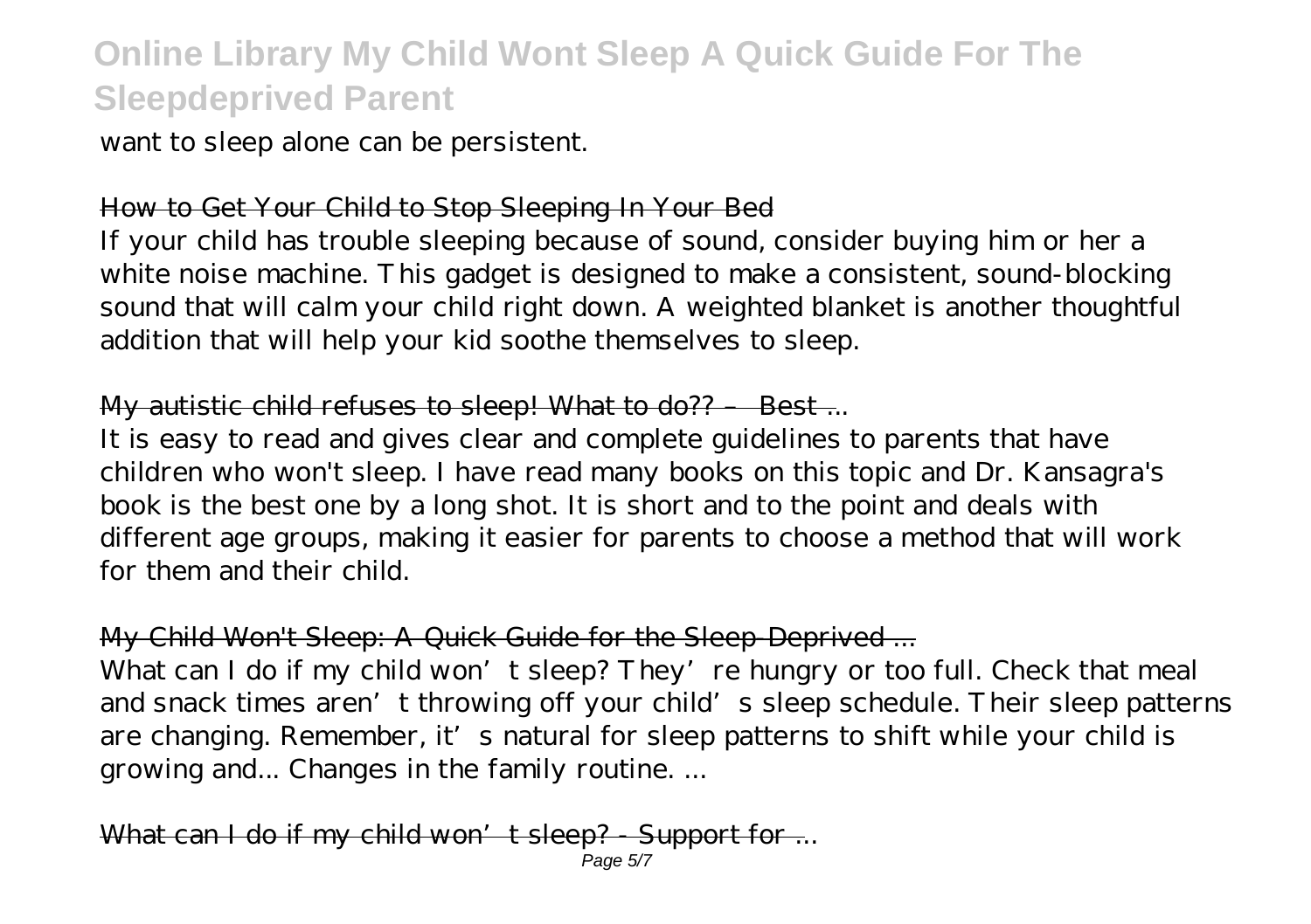want to sleep alone can be persistent.

How to Get Your Child to Stop Sleeping In Your Bed

If your child has trouble sleeping because of sound, consider buying him or her a white noise machine. This gadget is designed to make a consistent, sound-blocking sound that will calm your child right down. A weighted blanket is another thoughtful addition that will help your kid soothe themselves to sleep.

My autistic child refuses to sleep! What to do?? – Best ...

It is easy to read and gives clear and complete guidelines to parents that have children who won't sleep. I have read many books on this topic and Dr. Kansagra's book is the best one by a long shot. It is short and to the point and deals with different age groups, making it easier for parents to choose a method that will work for them and their child.

My Child Won't Sleep: A Quick Guide for the Sleep-Deprived ...

What can I do if my child won't sleep? They're hungry or too full. Check that meal and snack times aren't throwing off your child's sleep schedule. Their sleep patterns are changing. Remember, it's natural for sleep patterns to shift while your child is growing and... Changes in the family routine. ...

What can I do if my child won't sleep? - Support for ...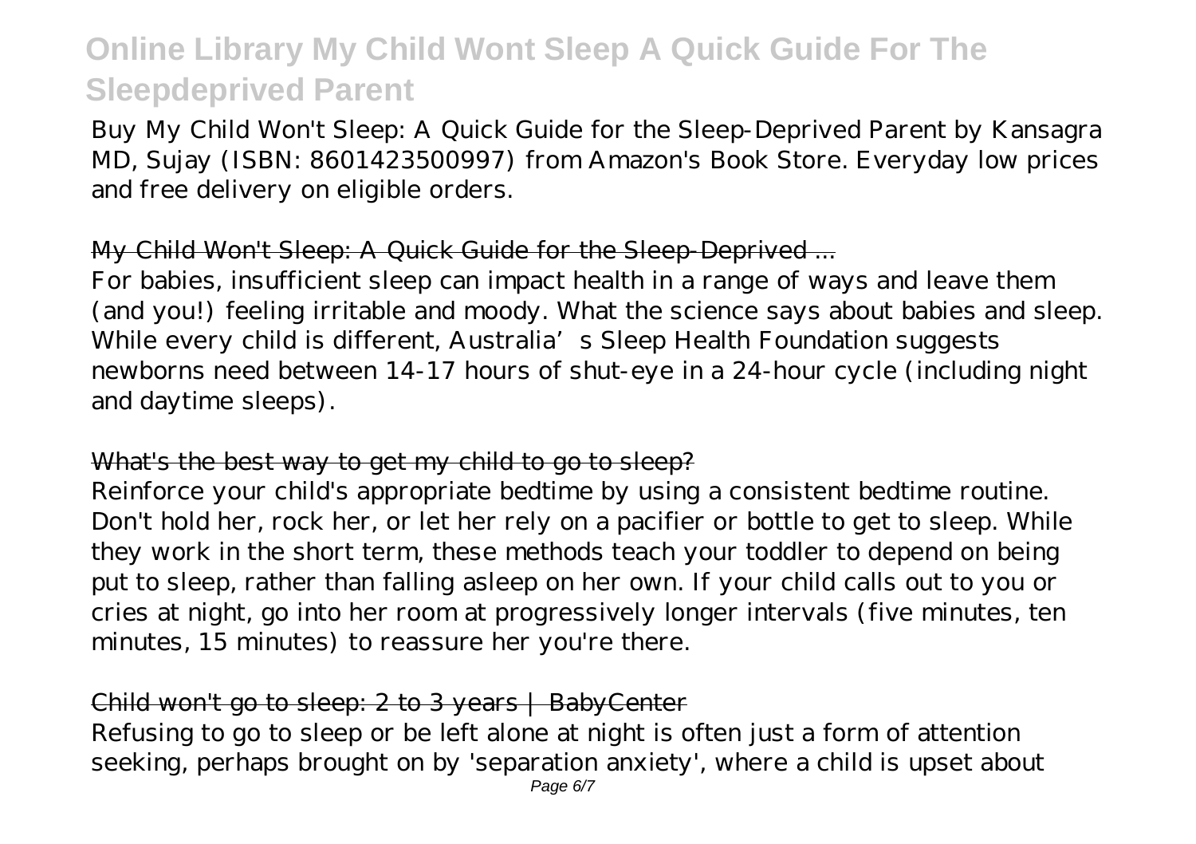Buy My Child Won't Sleep: A Quick Guide for the Sleep-Deprived Parent by Kansagra MD, Sujay (ISBN: 8601423500997) from Amazon's Book Store. Everyday low prices and free delivery on eligible orders.

## My Child Won't Sleep: A Quick Guide for the Sleep-Deprived ...

For babies, insufficient sleep can impact health in a range of ways and leave them (and you!) feeling irritable and moody. What the science says about babies and sleep. While every child is different, Australia's Sleep Health Foundation suggests newborns need between 14-17 hours of shut-eye in a 24-hour cycle (including night and daytime sleeps).

## What's the best way to get my child to go to sleep?

Reinforce your child's appropriate bedtime by using a consistent bedtime routine. Don't hold her, rock her, or let her rely on a pacifier or bottle to get to sleep. While they work in the short term, these methods teach your toddler to depend on being put to sleep, rather than falling asleep on her own. If your child calls out to you or cries at night, go into her room at progressively longer intervals (five minutes, ten minutes, 15 minutes) to reassure her you're there.

## Child won't go to sleep: 2 to 3 years | BabyCenter

Refusing to go to sleep or be left alone at night is often just a form of attention seeking, perhaps brought on by 'separation anxiety', where a child is upset about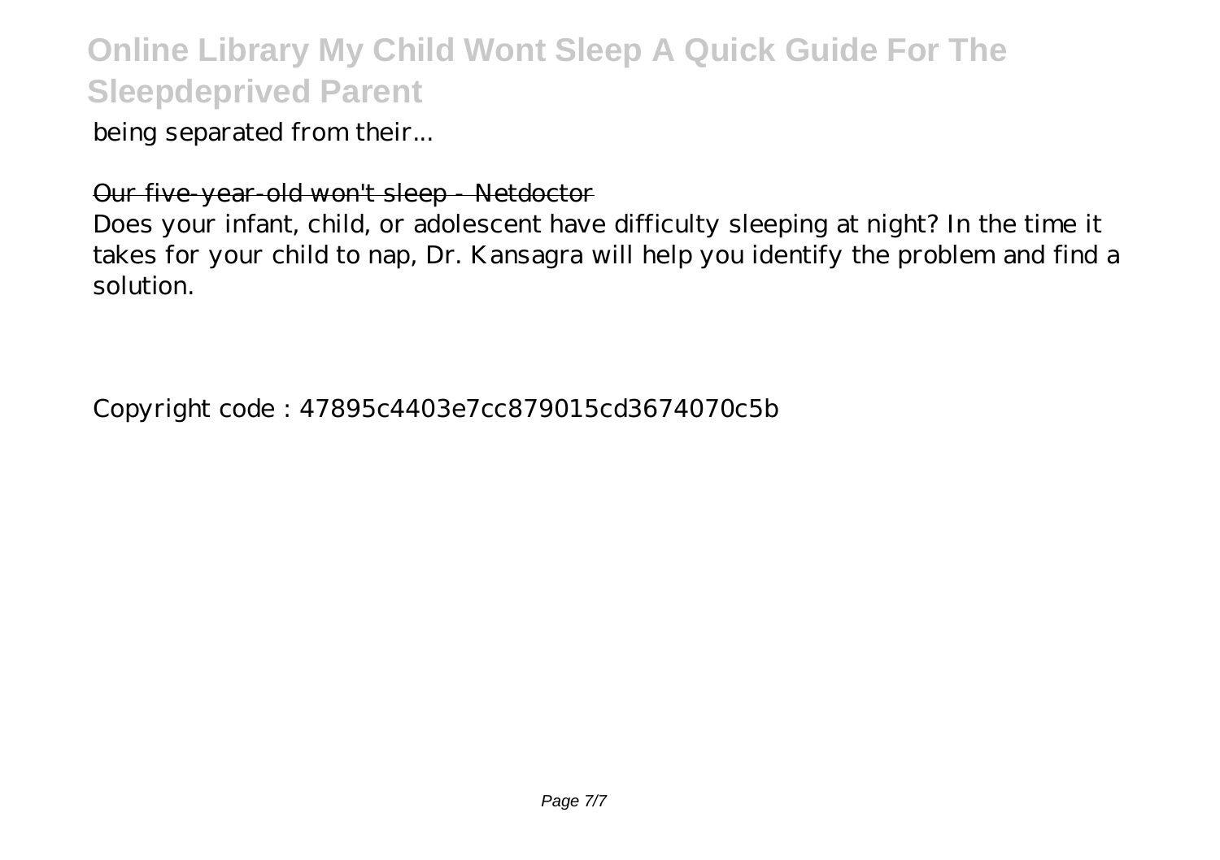being separated from their...

Our five-year-old won't sleep - Netdoctor

Does your infant, child, or adolescent have difficulty sleeping at night? In the time it takes for your child to nap, Dr. Kansagra will help you identify the problem and find a solution.

Copyright code : 47895c4403e7cc879015cd3674070c5b